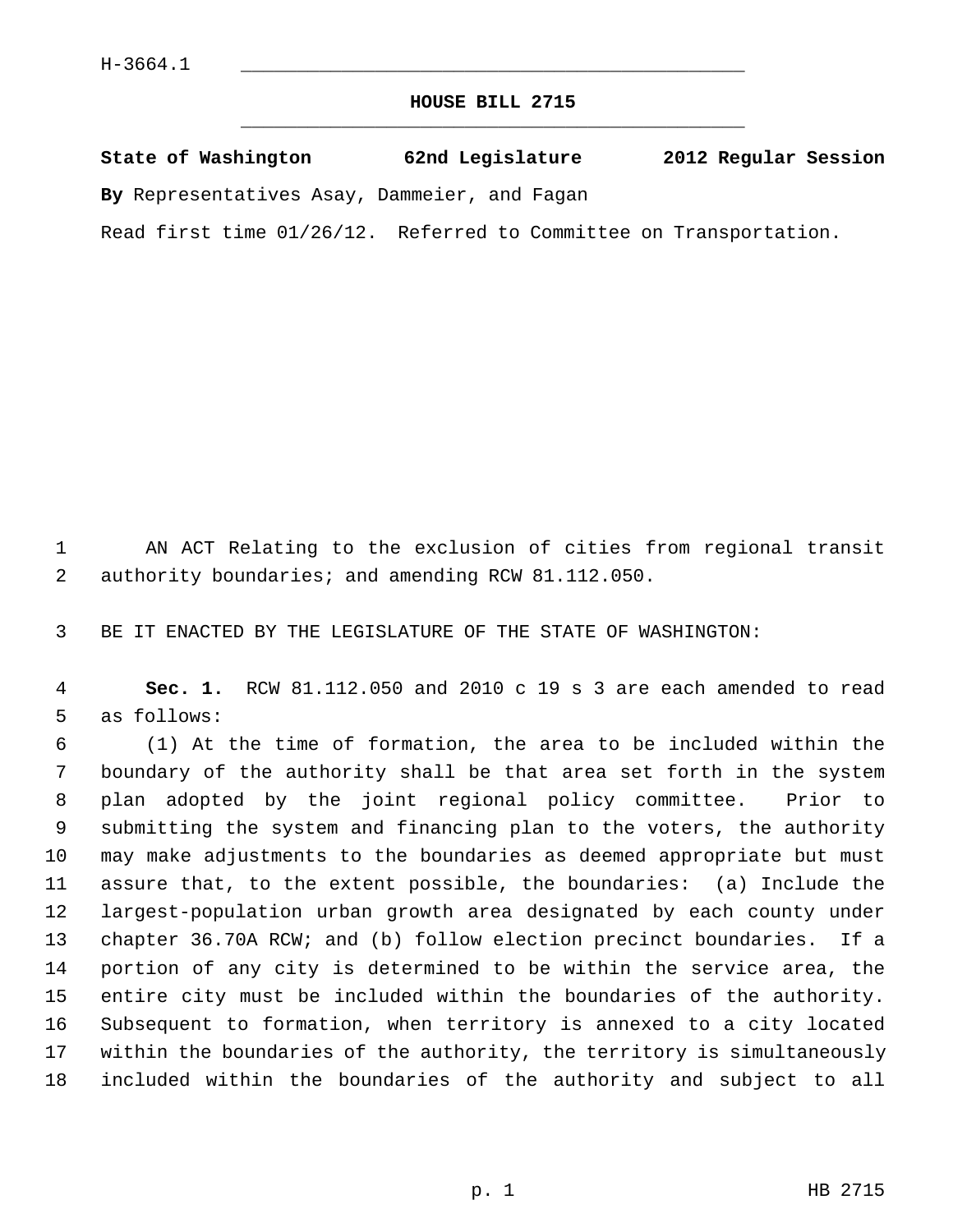H-3664.1

# HOUSE BILL 2715

**State of Washington 62nd Legislature 2012 Regular Session**

**By** Representatives Asay, Dammeier, and Fagan

Read first time 01/26/12. Referred to Committee on Transportation.

AN ACT Relating to the exclusion of cities from regional transit authority boundaries; and amending RCW 81.112.050.

BE IT ENACTED BY THE LEGISLATURE OF THE STATE OF WASHINGTON:

**Sec. 1.** RCW 81.112.050 and 2010 c 19 s 3 are each amended to read as follows:

(1) At the time of formation, the area to be included within the boundary of the authority shall be that area set forth in the system plan adopted by the joint regional policy committee. Prior to submitting the system and financing plan to the voters, the authority may make adjustments to the boundaries as deemed appropriate but must assure that, to the extent possible, the boundaries: (a) Include the largest-population urban growth area designated by each county under chapter 36.70A RCW; and (b) follow election precinct boundaries. If a portion of any city is determined to be within the service area, the entire city must be included within the boundaries of the authority. Subsequent to formation, when territory is annexed to a city located within the boundaries of the authority, the territory is simultaneously included within the boundaries of the authority and subject to all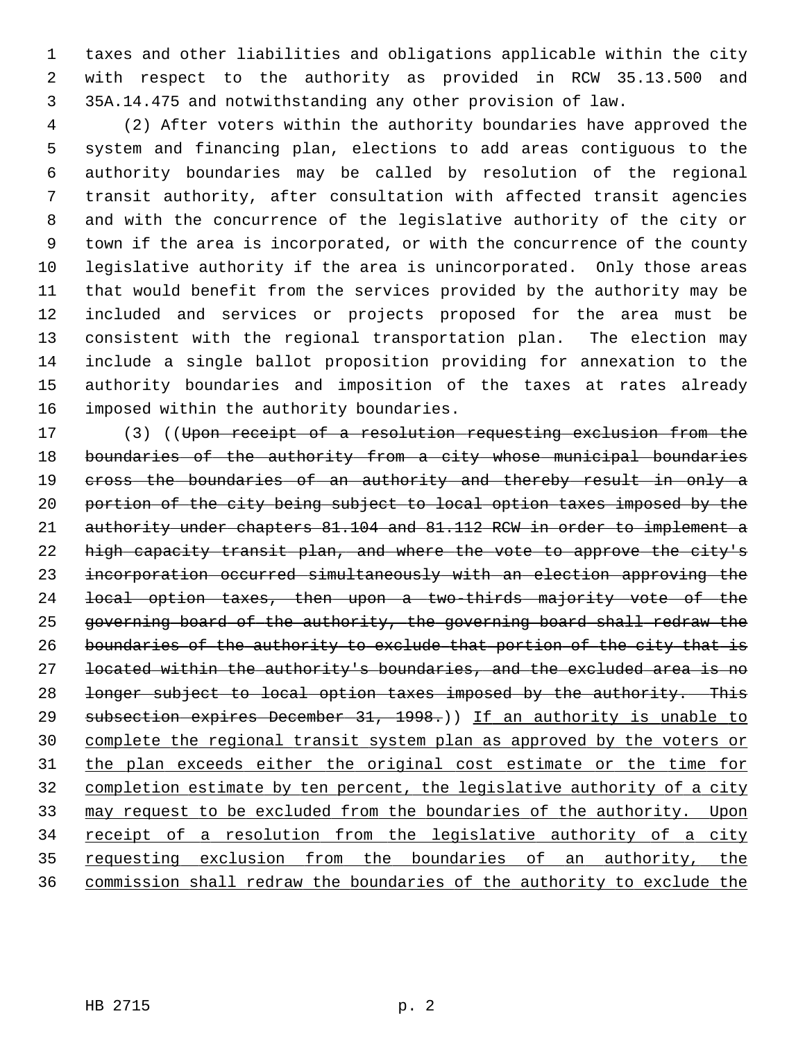taxes and other liabilities and obligations applicable within the city with respect to the authority as provided in RCW 35.13.500 and 35A.14.475 and notwithstanding any other provision of law.

(2) After voters within the authority boundaries have approved the system and financing plan, elections to add areas contiguous to the authority boundaries may be called by resolution of the regional transit authority, after consultation with affected transit agencies and with the concurrence of the legislative authority of the city or town if the area is incorporated, or with the concurrence of the county legislative authority if the area is unincorporated. Only those areas that would benefit from the services provided by the authority may be included and services or projects proposed for the area must be consistent with the regional transportation plan. The election may include a single ballot proposition providing for annexation to the authority boundaries and imposition of the taxes at rates already imposed within the authority boundaries.

(3) ((~~Upon receipt of a resolution requesting exclusion from the boundaries of the authority from a city whose municipal boundaries cross the boundaries of an authority and thereby result in only a portion of the city being subject to local option taxes imposed by the authority under chapters 81.104 and 81.112 RCW in order to implement a high capacity transit plan, and where the vote to approve the city's incorporation occurred simultaneously with an election approving the local option taxes, then upon a two-thirds majority vote of the governing board of the authority, the governing board shall redraw the boundaries of the authority to exclude that portion of the city that is located within the authority's boundaries, and the excluded area is no longer subject to local option taxes imposed by the authority. This subsection expires December 31, 1998.~~)) <u>If an authority is unable to complete the regional transit system plan as approved by the voters or the plan exceeds either the original cost estimate or the time for completion estimate by ten percent, the legislative authority of a city may request to be excluded from the boundaries of the authority. Upon receipt of a resolution from the legislative authority of a city requesting exclusion from the boundaries of an authority, the commission shall redraw the boundaries of the authority to exclude the</u>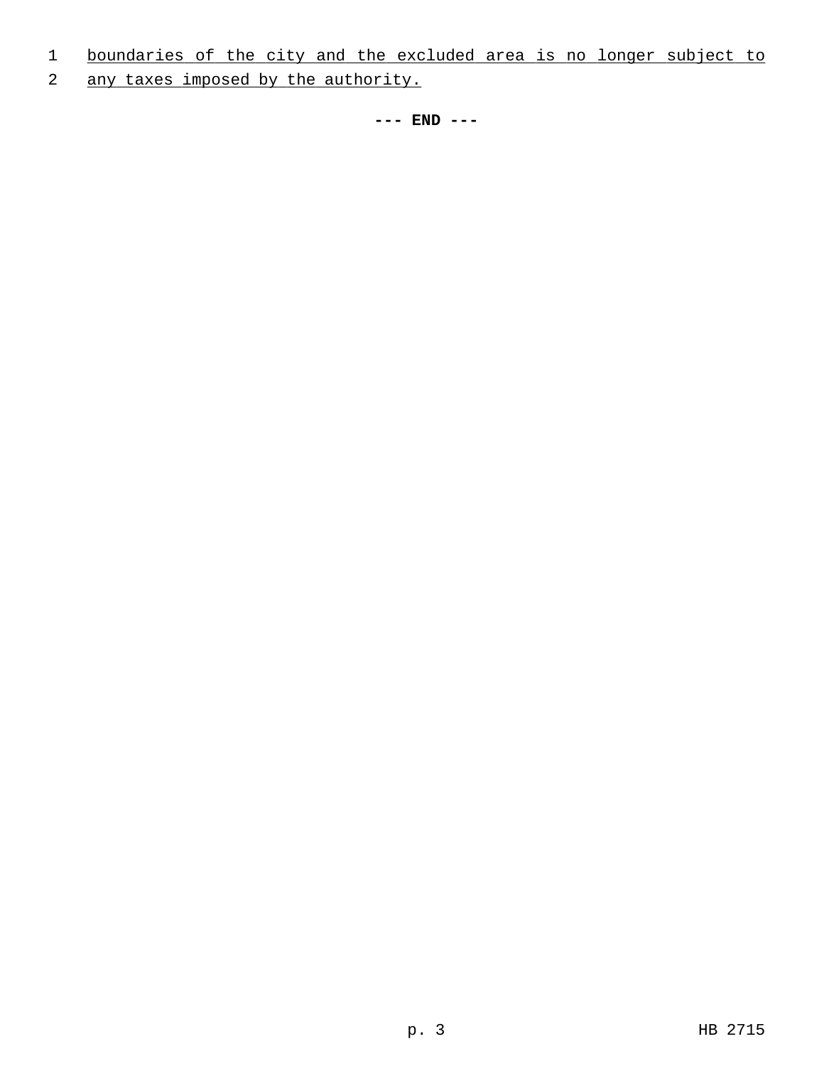boundaries of the city and the excluded area is no longer subject to any taxes imposed by the authority.

**--- END ---**